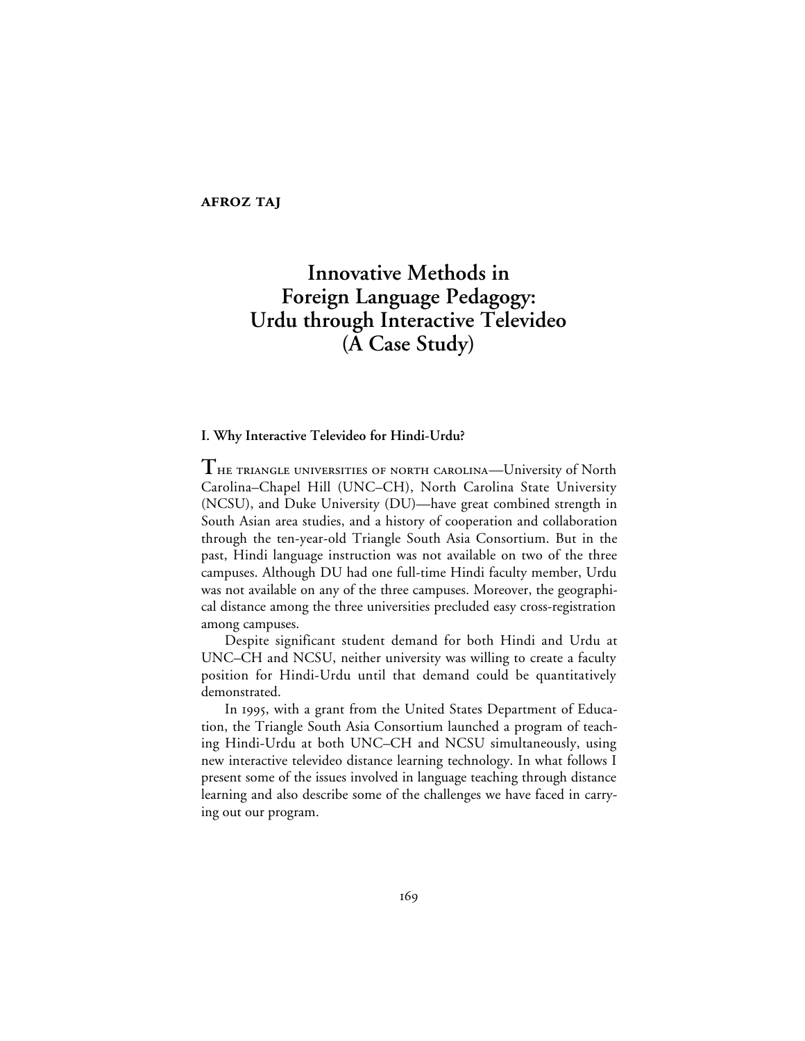**AFROZ TAJ**

# Innovative Methods in Foreign Language Pedagogy: Urdu through Interactive Televideo (A Case Study)

## I. Why Interactive Televideo for Hindi-Urdu?

THE TRIANGLE UNIVERSITIES OF NORTH CAROLINA—University of North Carolina–Chapel Hill (UNC–CH), North Carolina State University (NCSU), and Duke University (DU)—have great combined strength in South Asian area studies, and a history of cooperation and collaboration through the ten-year-old Triangle South Asia Consortium. But in the past, Hindi language instruction was not available on two of the three campuses. Although DU had one full-time Hindi faculty member, Urdu was not available on any of the three campuses. Moreover, the geographical distance among the three universities precluded easy cross-registration among campuses.

Despite significant student demand for both Hindi and Urdu at UNC–CH and NCSU, neither university was willing to create a faculty position for Hindi-Urdu until that demand could be quantitatively demonstrated.

In 1995, with a grant from the United States Department of Education, the Triangle South Asia Consortium launched a program of teaching Hindi-Urdu at both UNC–CH and NCSU simultaneously, using new interactive televideo distance learning technology. In what follows I present some of the issues involved in language teaching through distance learning and also describe some of the challenges we have faced in carrying out our program.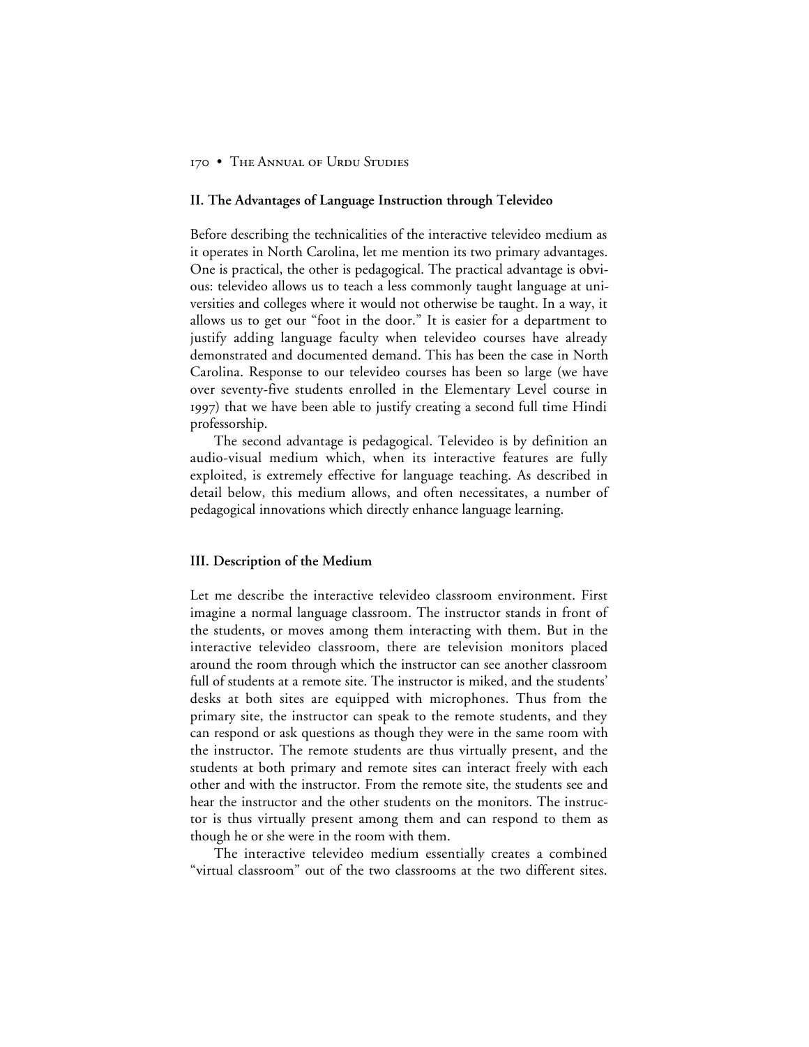## II. The Advantages of Language Instruction through Televideo

Before describing the technicalities of the interactive televideo medium as it operates in North Carolina, let me mention its two primary advantages. One is practical, the other is pedagogical. The practical advantage is obvious: televideo allows us to teach a less commonly taught language at universities and colleges where it would not otherwise be taught. In a way, it allows us to get our "foot in the door." It is easier for a department to justify adding language faculty when televideo courses have already demonstrated and documented demand. This has been the case in North Carolina. Response to our televideo courses has been so large (we have over seventy-five students enrolled in the Elementary Level course in 1997) that we have been able to justify creating a second full time Hindi professorship.

The second advantage is pedagogical. Televideo is by definition an audio-visual medium which, when its interactive features are fully exploited, is extremely effective for language teaching. As described in detail below, this medium allows, and often necessitates, a number of pedagogical innovations which directly enhance language learning.

## III. Description of the Medium

Let me describe the interactive televideo classroom environment. First imagine a normal language classroom. The instructor stands in front of the students, or moves among them interacting with them. But in the interactive televideo classroom, there are television monitors placed around the room through which the instructor can see another classroom full of students at a remote site. The instructor is miked, and the students' desks at both sites are equipped with microphones. Thus from the primary site, the instructor can speak to the remote students, and they can respond or ask questions as though they were in the same room with the instructor. The remote students are thus virtually present, and the students at both primary and remote sites can interact freely with each other and with the instructor. From the remote site, the students see and hear the instructor and the other students on the monitors. The instructor is thus virtually present among them and can respond to them as though he or she were in the room with them.

The interactive televideo medium essentially creates a combined "virtual classroom" out of the two classrooms at the two different sites.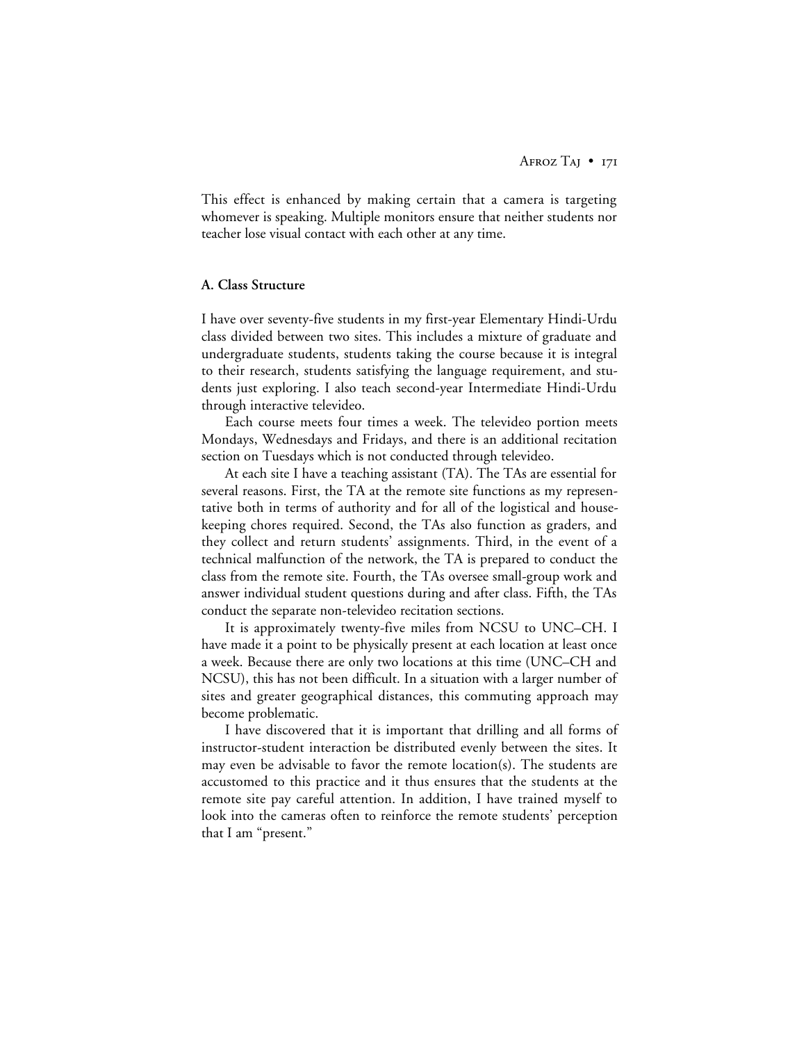This effect is enhanced by making certain that a camera is targeting whomever is speaking. Multiple monitors ensure that neither students nor teacher lose visual contact with each other at any time.

**A. Class Structure**

I have over seventy-five students in my first-year Elementary Hindi-Urdu class divided between two sites. This includes a mixture of graduate and undergraduate students, students taking the course because it is integral to their research, students satisfying the language requirement, and students just exploring. I also teach second-year Intermediate Hindi-Urdu through interactive televideo.

Each course meets four times a week. The televideo portion meets Mondays, Wednesdays and Fridays, and there is an additional recitation section on Tuesdays which is not conducted through televideo.

At each site I have a teaching assistant (TA). The TAs are essential for several reasons. First, the TA at the remote site functions as my representative both in terms of authority and for all of the logistical and housekeeping chores required. Second, the TAs also function as graders, and they collect and return students' assignments. Third, in the event of a technical malfunction of the network, the TA is prepared to conduct the class from the remote site. Fourth, the TAs oversee small-group work and answer individual student questions during and after class. Fifth, the TAs conduct the separate non-televideo recitation sections.

It is approximately twenty-five miles from NCSU to UNC–CH. I have made it a point to be physically present at each location at least once a week. Because there are only two locations at this time (UNC–CH and NCSU), this has not been difficult. In a situation with a larger number of sites and greater geographical distances, this commuting approach may become problematic.

I have discovered that it is important that drilling and all forms of instructor-student interaction be distributed evenly between the sites. It may even be advisable to favor the remote location(s). The students are accustomed to this practice and it thus ensures that the students at the remote site pay careful attention. In addition, I have trained myself to look into the cameras often to reinforce the remote students' perception that I am "present."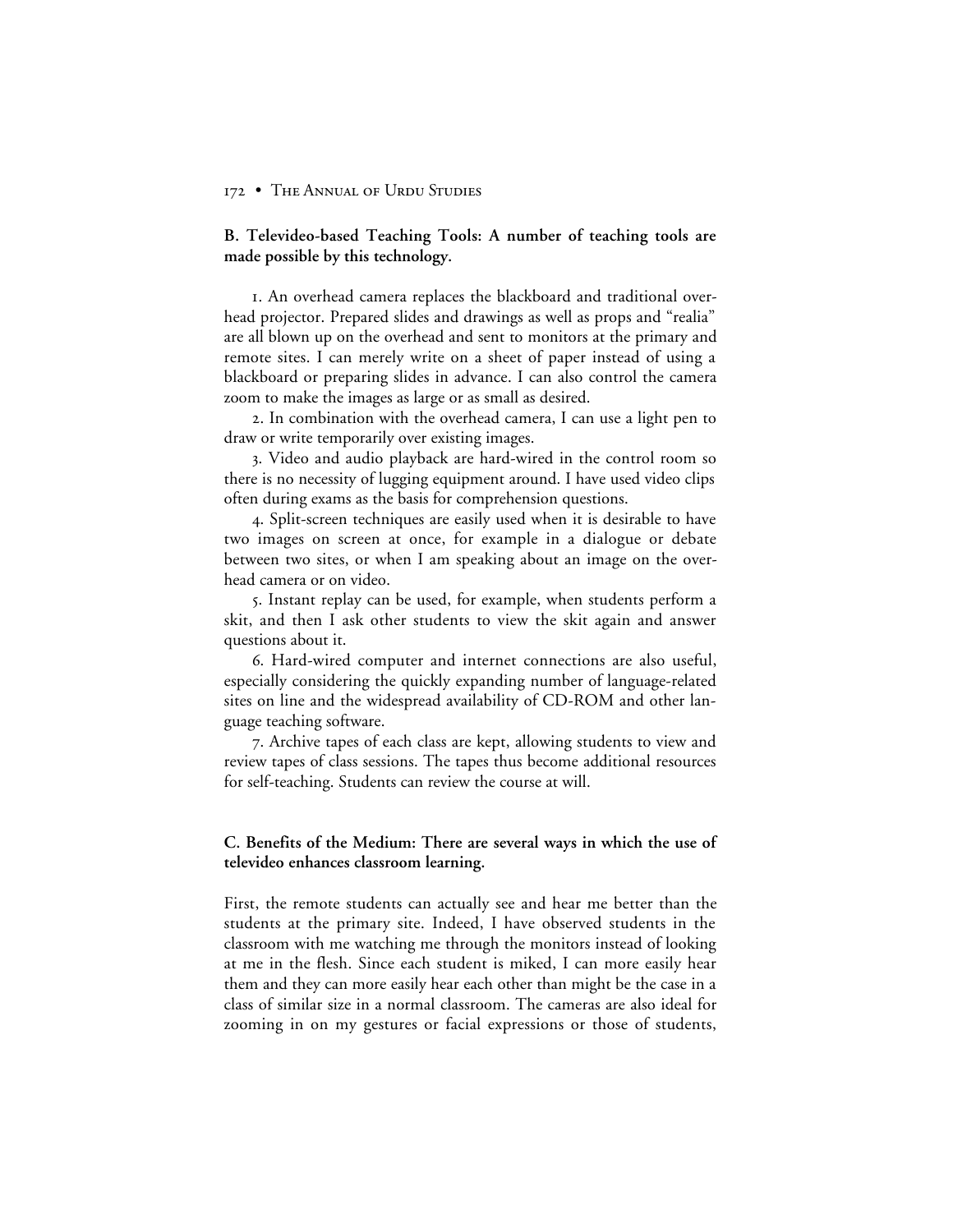**B. Televideo-based Teaching Tools: A number of teaching tools are made possible by this technology.**

1. An overhead camera replaces the blackboard and traditional overhead projector. Prepared slides and drawings as well as props and "realia" are all blown up on the overhead and sent to monitors at the primary and remote sites. I can merely write on a sheet of paper instead of using a blackboard or preparing slides in advance. I can also control the camera zoom to make the images as large or as small as desired.

2. In combination with the overhead camera, I can use a light pen to draw or write temporarily over existing images.

3. Video and audio playback are hard-wired in the control room so there is no necessity of lugging equipment around. I have used video clips often during exams as the basis for comprehension questions.

4. Split-screen techniques are easily used when it is desirable to have two images on screen at once, for example in a dialogue or debate between two sites, or when I am speaking about an image on the overhead camera or on video.

5. Instant replay can be used, for example, when students perform a skit, and then I ask other students to view the skit again and answer questions about it.

6. Hard-wired computer and internet connections are also useful, especially considering the quickly expanding number of language-related sites on line and the widespread availability of CD-ROM and other language teaching software.

7. Archive tapes of each class are kept, allowing students to view and review tapes of class sessions. The tapes thus become additional resources for self-teaching. Students can review the course at will.

**C. Benefits of the Medium: There are several ways in which the use of televideo enhances classroom learning.**

First, the remote students can actually see and hear me better than the students at the primary site. Indeed, I have observed students in the classroom with me watching me through the monitors instead of looking at me in the flesh. Since each student is miked, I can more easily hear them and they can more easily hear each other than might be the case in a class of similar size in a normal classroom. The cameras are also ideal for zooming in on my gestures or facial expressions or those of students,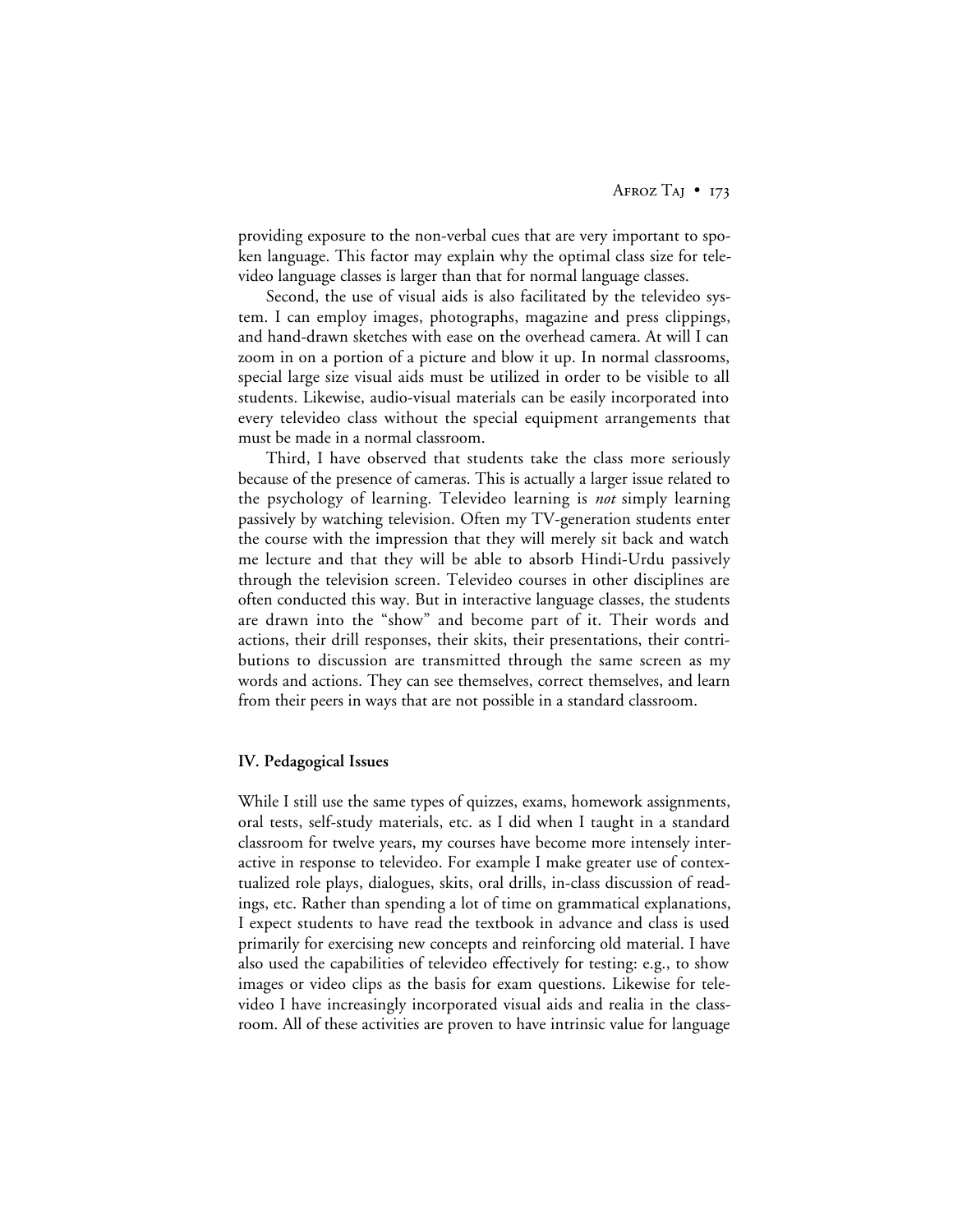providing exposure to the non-verbal cues that are very important to spoken language. This factor may explain why the optimal class size for televideo language classes is larger than that for normal language classes.

Second, the use of visual aids is also facilitated by the televideo system. I can employ images, photographs, magazine and press clippings, and hand-drawn sketches with ease on the overhead camera. At will I can zoom in on a portion of a picture and blow it up. In normal classrooms, special large size visual aids must be utilized in order to be visible to all students. Likewise, audio-visual materials can be easily incorporated into every televideo class without the special equipment arrangements that must be made in a normal classroom.

Third, I have observed that students take the class more seriously because of the presence of cameras. This is actually a larger issue related to the psychology of learning. Televideo learning is *not* simply learning passively by watching television. Often my TV-generation students enter the course with the impression that they will merely sit back and watch me lecture and that they will be able to absorb Hindi-Urdu passively through the television screen. Televideo courses in other disciplines are often conducted this way. But in interactive language classes, the students are drawn into the "show" and become part of it. Their words and actions, their drill responses, their skits, their presentations, their contributions to discussion are transmitted through the same screen as my words and actions. They can see themselves, correct themselves, and learn from their peers in ways that are not possible in a standard classroom.

## IV. Pedagogical Issues

While I still use the same types of quizzes, exams, homework assignments, oral tests, self-study materials, etc. as I did when I taught in a standard classroom for twelve years, my courses have become more intensely interactive in response to televideo. For example I make greater use of contextualized role plays, dialogues, skits, oral drills, in-class discussion of readings, etc. Rather than spending a lot of time on grammatical explanations, I expect students to have read the textbook in advance and class is used primarily for exercising new concepts and reinforcing old material. I have also used the capabilities of televideo effectively for testing: e.g., to show images or video clips as the basis for exam questions. Likewise for televideo I have increasingly incorporated visual aids and realia in the classroom. All of these activities are proven to have intrinsic value for language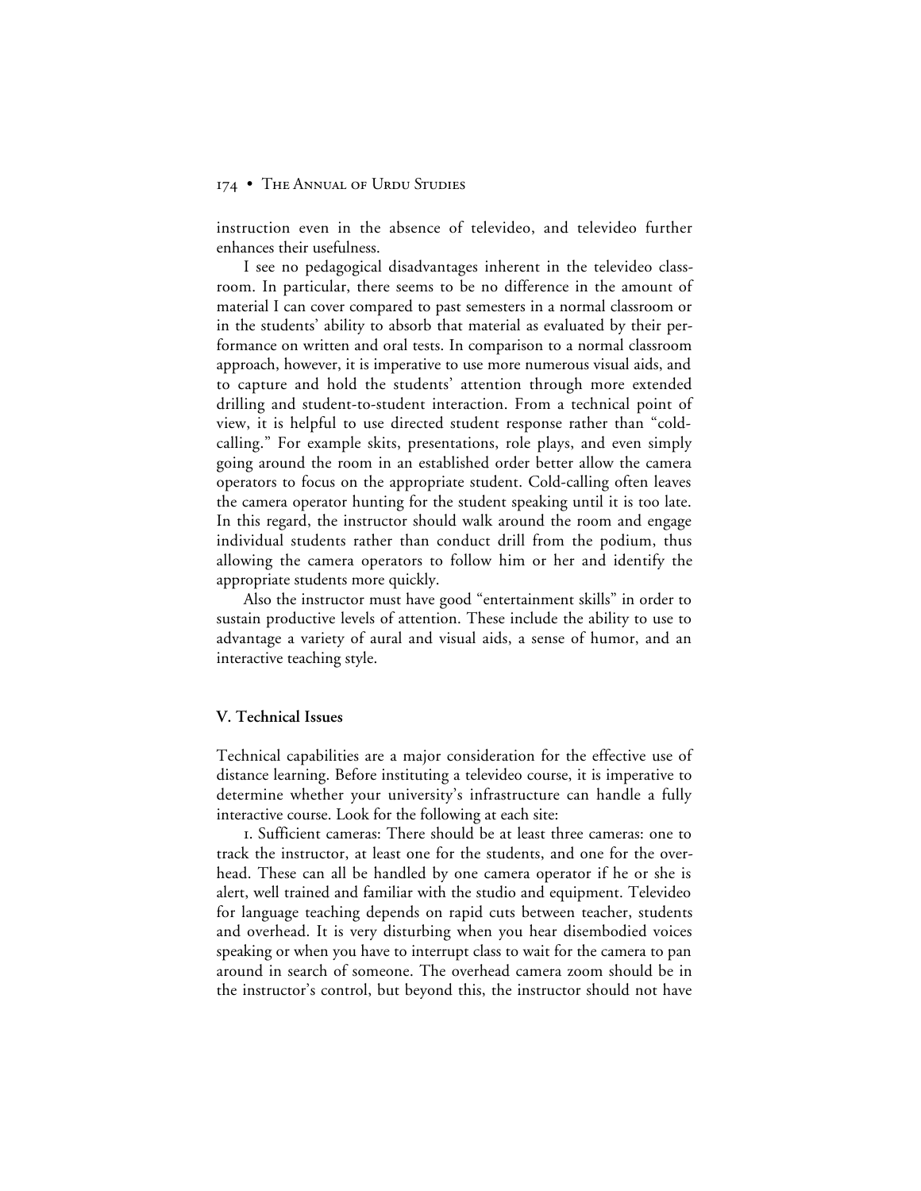instruction even in the absence of televideo, and televideo further enhances their usefulness.

I see no pedagogical disadvantages inherent in the televideo classroom. In particular, there seems to be no difference in the amount of material I can cover compared to past semesters in a normal classroom or in the students' ability to absorb that material as evaluated by their performance on written and oral tests. In comparison to a normal classroom approach, however, it is imperative to use more numerous visual aids, and to capture and hold the students' attention through more extended drilling and student-to-student interaction. From a technical point of view, it is helpful to use directed student response rather than "cold-calling." For example skits, presentations, role plays, and even simply going around the room in an established order better allow the camera operators to focus on the appropriate student. Cold-calling often leaves the camera operator hunting for the student speaking until it is too late. In this regard, the instructor should walk around the room and engage individual students rather than conduct drill from the podium, thus allowing the camera operators to follow him or her and identify the appropriate students more quickly.

Also the instructor must have good "entertainment skills" in order to sustain productive levels of attention. These include the ability to use to advantage a variety of aural and visual aids, a sense of humor, and an interactive teaching style.

## V. Technical Issues

Technical capabilities are a major consideration for the effective use of distance learning. Before instituting a televideo course, it is imperative to determine whether your university's infrastructure can handle a fully interactive course. Look for the following at each site:

1. Sufficient cameras: There should be at least three cameras: one to track the instructor, at least one for the students, and one for the overhead. These can all be handled by one camera operator if he or she is alert, well trained and familiar with the studio and equipment. Televideo for language teaching depends on rapid cuts between teacher, students and overhead. It is very disturbing when you hear disembodied voices speaking or when you have to interrupt class to wait for the camera to pan around in search of someone. The overhead camera zoom should be in the instructor's control, but beyond this, the instructor should not have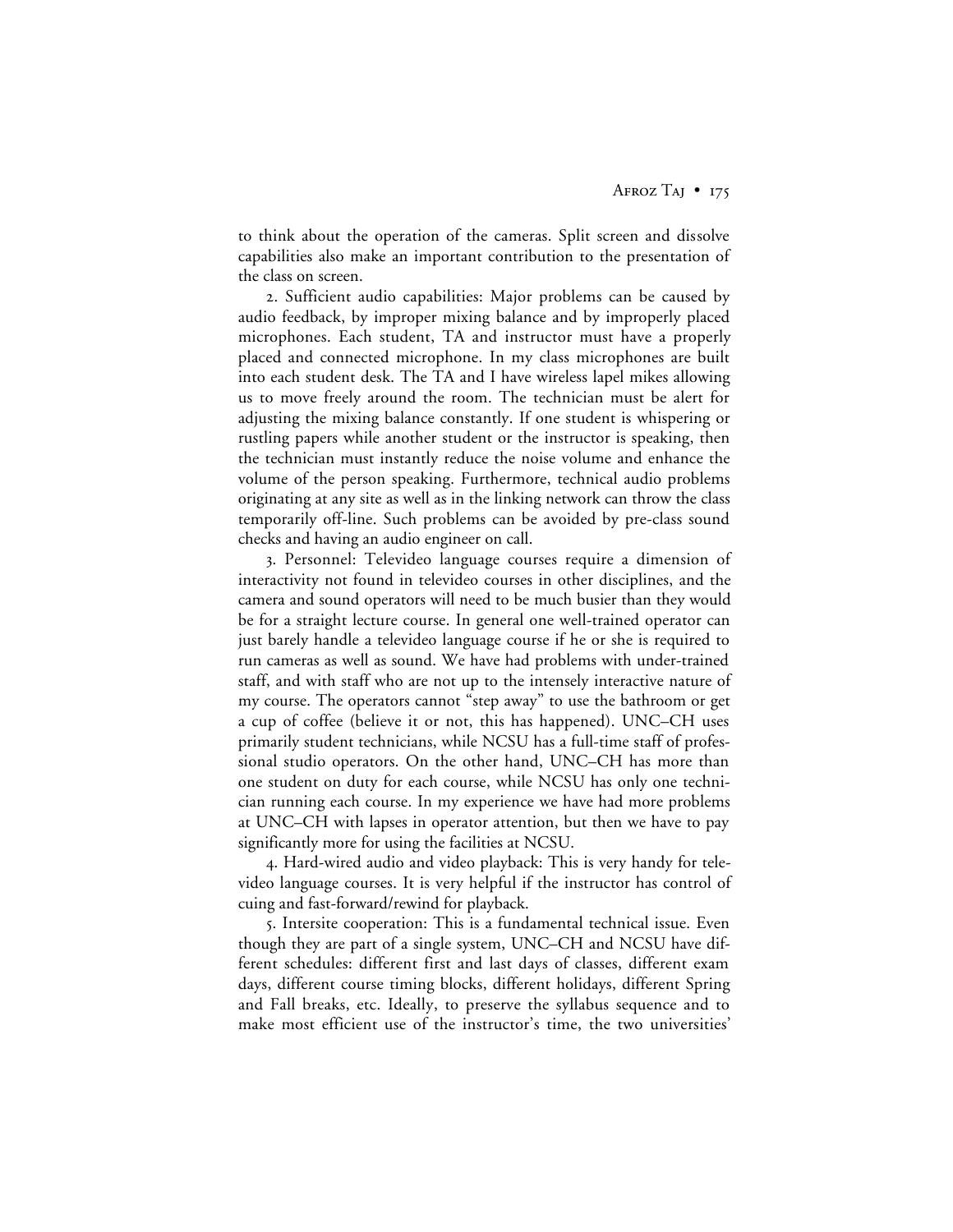to think about the operation of the cameras. Split screen and dissolve capabilities also make an important contribution to the presentation of the class on screen.

2. Sufficient audio capabilities: Major problems can be caused by audio feedback, by improper mixing balance and by improperly placed microphones. Each student, TA and instructor must have a properly placed and connected microphone. In my class microphones are built into each student desk. The TA and I have wireless lapel mikes allowing us to move freely around the room. The technician must be alert for adjusting the mixing balance constantly. If one student is whispering or rustling papers while another student or the instructor is speaking, then the technician must instantly reduce the noise volume and enhance the volume of the person speaking. Furthermore, technical audio problems originating at any site as well as in the linking network can throw the class temporarily off-line. Such problems can be avoided by pre-class sound checks and having an audio engineer on call.

3. Personnel: Televideo language courses require a dimension of interactivity not found in televideo courses in other disciplines, and the camera and sound operators will need to be much busier than they would be for a straight lecture course. In general one well-trained operator can just barely handle a televideo language course if he or she is required to run cameras as well as sound. We have had problems with under-trained staff, and with staff who are not up to the intensely interactive nature of my course. The operators cannot "step away" to use the bathroom or get a cup of coffee (believe it or not, this has happened). UNC–CH uses primarily student technicians, while NCSU has a full-time staff of professional studio operators. On the other hand, UNC–CH has more than one student on duty for each course, while NCSU has only one technician running each course. In my experience we have had more problems at UNC–CH with lapses in operator attention, but then we have to pay significantly more for using the facilities at NCSU.

4. Hard-wired audio and video playback: This is very handy for televideo language courses. It is very helpful if the instructor has control of cuing and fast-forward/rewind for playback.

5. Intersite cooperation: This is a fundamental technical issue. Even though they are part of a single system, UNC–CH and NCSU have different schedules: different first and last days of classes, different exam days, different course timing blocks, different holidays, different Spring and Fall breaks, etc. Ideally, to preserve the syllabus sequence and to make most efficient use of the instructor's time, the two universities'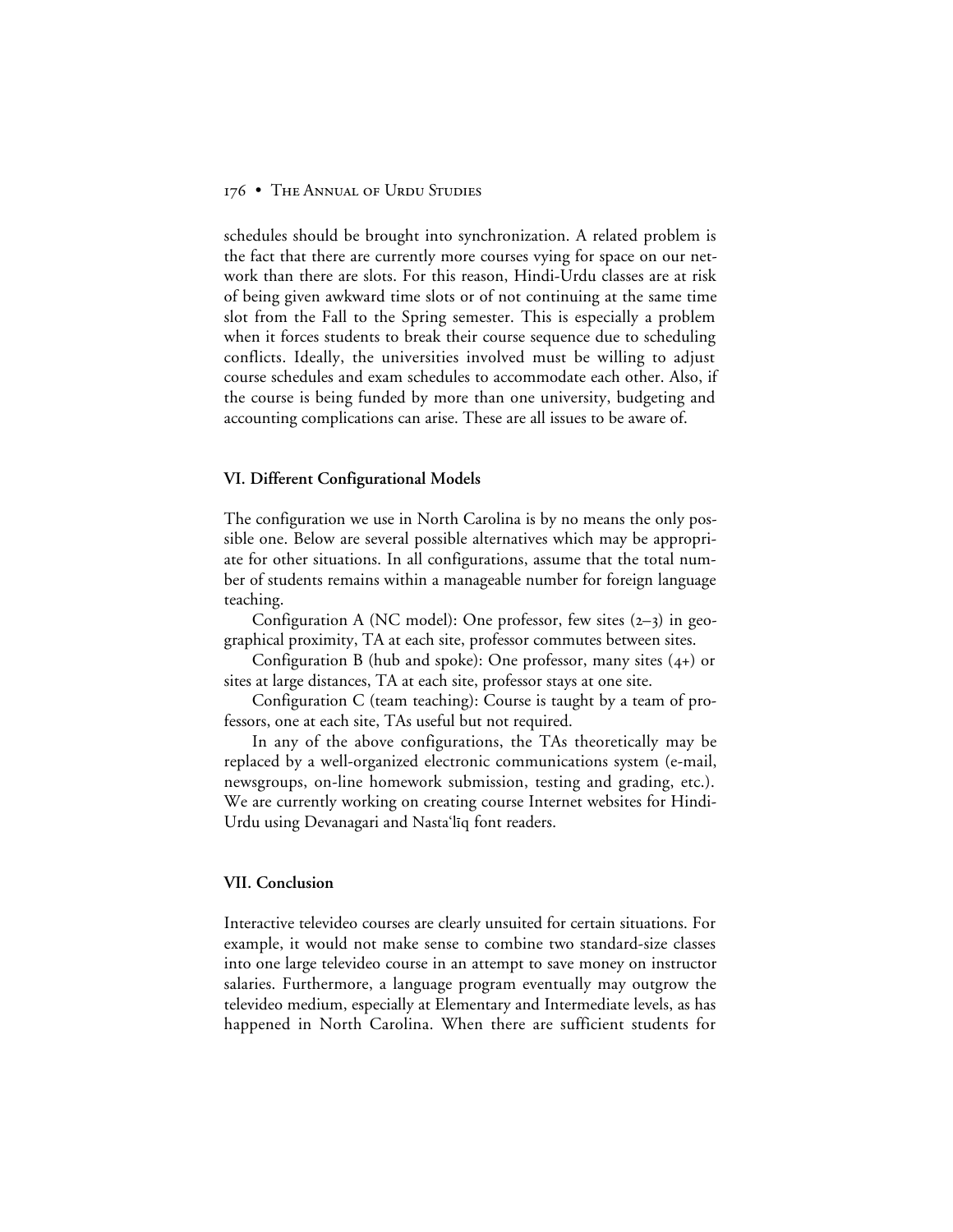schedules should be brought into synchronization. A related problem is the fact that there are currently more courses vying for space on our network than there are slots. For this reason, Hindi-Urdu classes are at risk of being given awkward time slots or of not continuing at the same time slot from the Fall to the Spring semester. This is especially a problem when it forces students to break their course sequence due to scheduling conflicts. Ideally, the universities involved must be willing to adjust course schedules and exam schedules to accommodate each other. Also, if the course is being funded by more than one university, budgeting and accounting complications can arise. These are all issues to be aware of.

### VI. Different Configurational Models

The configuration we use in North Carolina is by no means the only possible one. Below are several possible alternatives which may be appropriate for other situations. In all configurations, assume that the total number of students remains within a manageable number for foreign language teaching.

Configuration A (NC model): One professor, few sites (2–3) in geographical proximity, TA at each site, professor commutes between sites.

Configuration B (hub and spoke): One professor, many sites (4+) or sites at large distances, TA at each site, professor stays at one site.

Configuration C (team teaching): Course is taught by a team of professors, one at each site, TAs useful but not required.

In any of the above configurations, the TAs theoretically may be replaced by a well-organized electronic communications system (e-mail, newsgroups, on-line homework submission, testing and grading, etc.). We are currently working on creating course Internet websites for Hindi-Urdu using Devanagari and Nastaʿlīq font readers.

### VII. Conclusion

Interactive televideo courses are clearly unsuited for certain situations. For example, it would not make sense to combine two standard-size classes into one large televideo course in an attempt to save money on instructor salaries. Furthermore, a language program eventually may outgrow the televideo medium, especially at Elementary and Intermediate levels, as has happened in North Carolina. When there are sufficient students for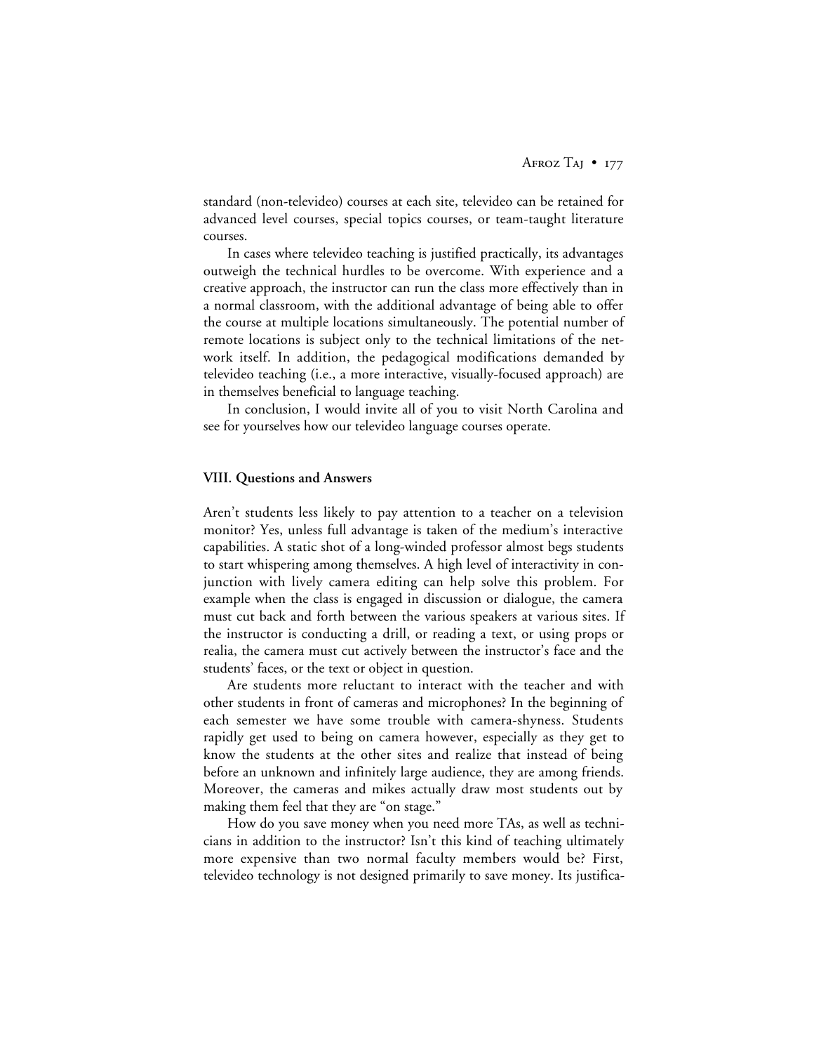standard (non-televideo) courses at each site, televideo can be retained for advanced level courses, special topics courses, or team-taught literature courses.

In cases where televideo teaching is justified practically, its advantages outweigh the technical hurdles to be overcome. With experience and a creative approach, the instructor can run the class more effectively than in a normal classroom, with the additional advantage of being able to offer the course at multiple locations simultaneously. The potential number of remote locations is subject only to the technical limitations of the network itself. In addition, the pedagogical modifications demanded by televideo teaching (i.e., a more interactive, visually-focused approach) are in themselves beneficial to language teaching.

In conclusion, I would invite all of you to visit North Carolina and see for yourselves how our televideo language courses operate.

## VIII. Questions and Answers

Aren't students less likely to pay attention to a teacher on a television monitor? Yes, unless full advantage is taken of the medium's interactive capabilities. A static shot of a long-winded professor almost begs students to start whispering among themselves. A high level of interactivity in conjunction with lively camera editing can help solve this problem. For example when the class is engaged in discussion or dialogue, the camera must cut back and forth between the various speakers at various sites. If the instructor is conducting a drill, or reading a text, or using props or realia, the camera must cut actively between the instructor's face and the students' faces, or the text or object in question.

Are students more reluctant to interact with the teacher and with other students in front of cameras and microphones? In the beginning of each semester we have some trouble with camera-shyness. Students rapidly get used to being on camera however, especially as they get to know the students at the other sites and realize that instead of being before an unknown and infinitely large audience, they are among friends. Moreover, the cameras and mikes actually draw most students out by making them feel that they are "on stage."

How do you save money when you need more TAs, as well as technicians in addition to the instructor? Isn't this kind of teaching ultimately more expensive than two normal faculty members would be? First, televideo technology is not designed primarily to save money. Its justifica-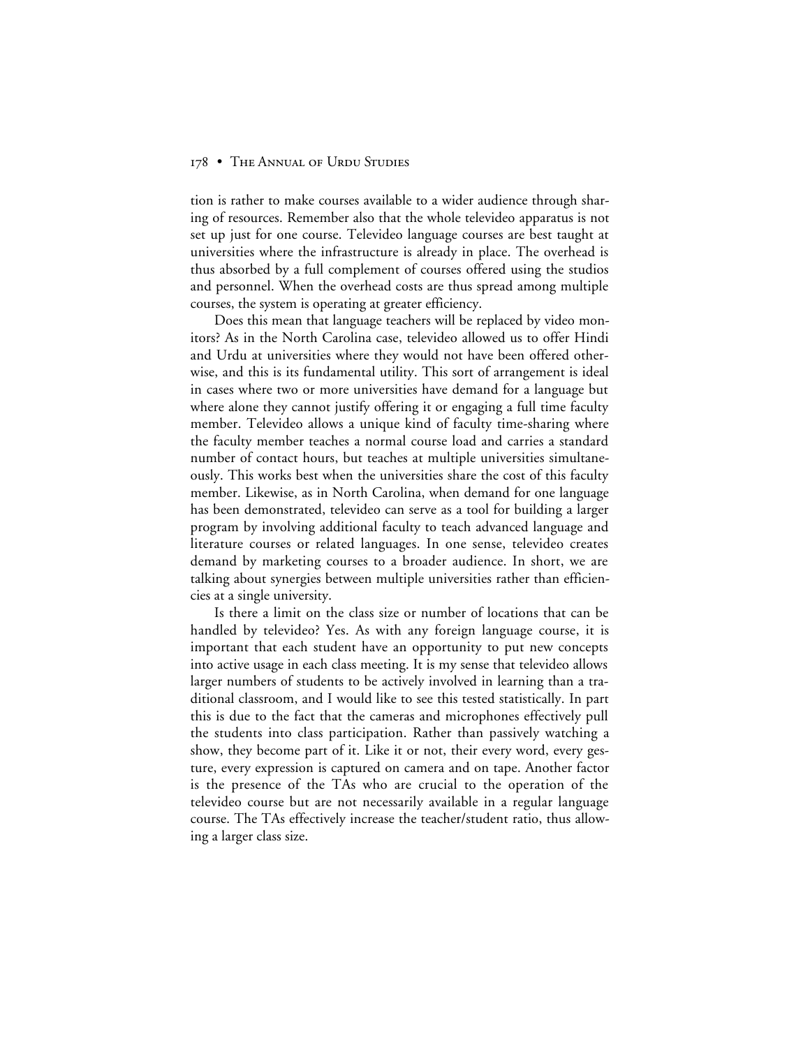tion is rather to make courses available to a wider audience through sharing of resources. Remember also that the whole televideo apparatus is not set up just for one course. Televideo language courses are best taught at universities where the infrastructure is already in place. The overhead is thus absorbed by a full complement of courses offered using the studios and personnel. When the overhead costs are thus spread among multiple courses, the system is operating at greater efficiency.

Does this mean that language teachers will be replaced by video monitors? As in the North Carolina case, televideo allowed us to offer Hindi and Urdu at universities where they would not have been offered otherwise, and this is its fundamental utility. This sort of arrangement is ideal in cases where two or more universities have demand for a language but where alone they cannot justify offering it or engaging a full time faculty member. Televideo allows a unique kind of faculty time-sharing where the faculty member teaches a normal course load and carries a standard number of contact hours, but teaches at multiple universities simultaneously. This works best when the universities share the cost of this faculty member. Likewise, as in North Carolina, when demand for one language has been demonstrated, televideo can serve as a tool for building a larger program by involving additional faculty to teach advanced language and literature courses or related languages. In one sense, televideo creates demand by marketing courses to a broader audience. In short, we are talking about synergies between multiple universities rather than efficiencies at a single university.

Is there a limit on the class size or number of locations that can be handled by televideo? Yes. As with any foreign language course, it is important that each student have an opportunity to put new concepts into active usage in each class meeting. It is my sense that televideo allows larger numbers of students to be actively involved in learning than a traditional classroom, and I would like to see this tested statistically. In part this is due to the fact that the cameras and microphones effectively pull the students into class participation. Rather than passively watching a show, they become part of it. Like it or not, their every word, every gesture, every expression is captured on camera and on tape. Another factor is the presence of the TAs who are crucial to the operation of the televideo course but are not necessarily available in a regular language course. The TAs effectively increase the teacher/student ratio, thus allowing a larger class size.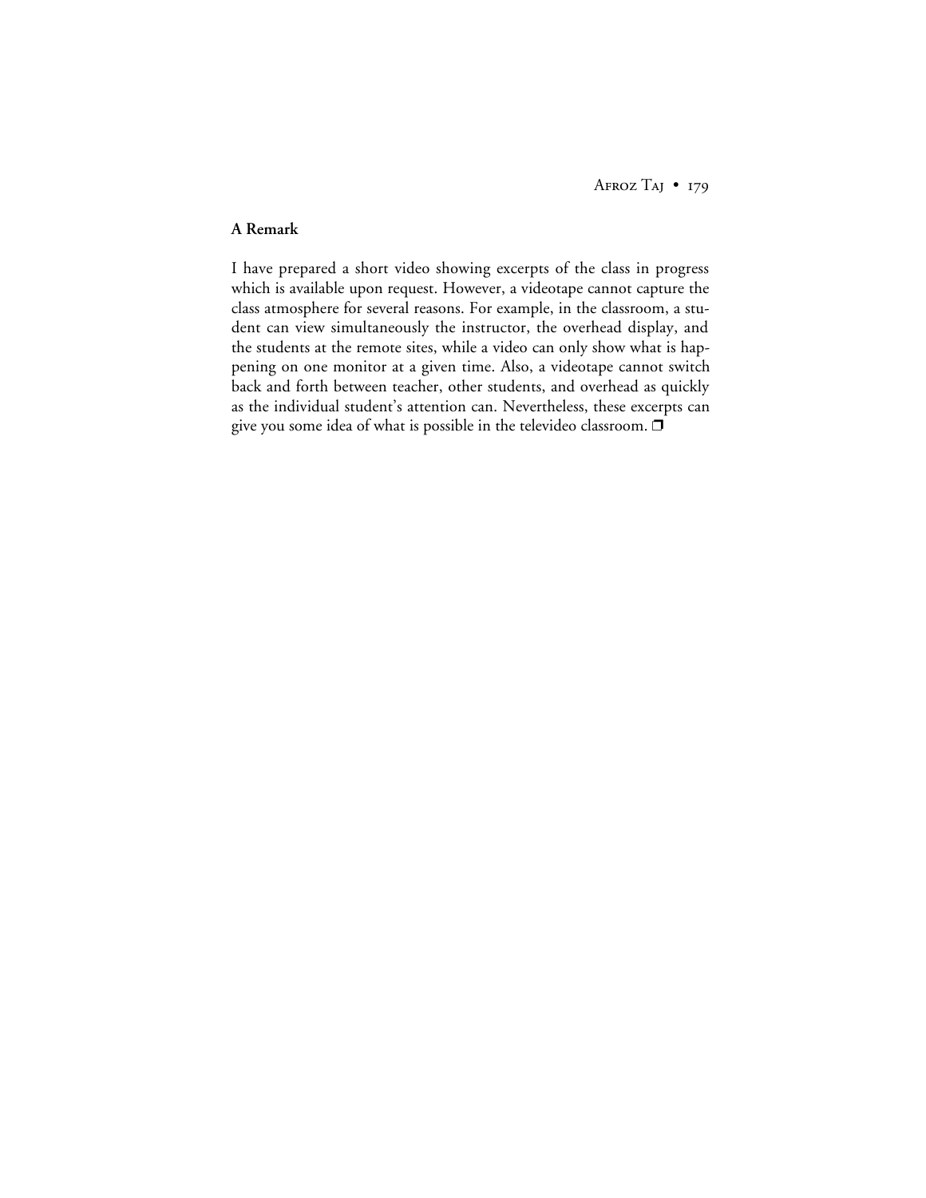### A Remark

I have prepared a short video showing excerpts of the class in progress which is available upon request. However, a videotape cannot capture the class atmosphere for several reasons. For example, in the classroom, a student can view simultaneously the instructor, the overhead display, and the students at the remote sites, while a video can only show what is happening on one monitor at a given time. Also, a videotape cannot switch back and forth between teacher, other students, and overhead as quickly as the individual student's attention can. Nevertheless, these excerpts can give you some idea of what is possible in the televideo classroom. ❒